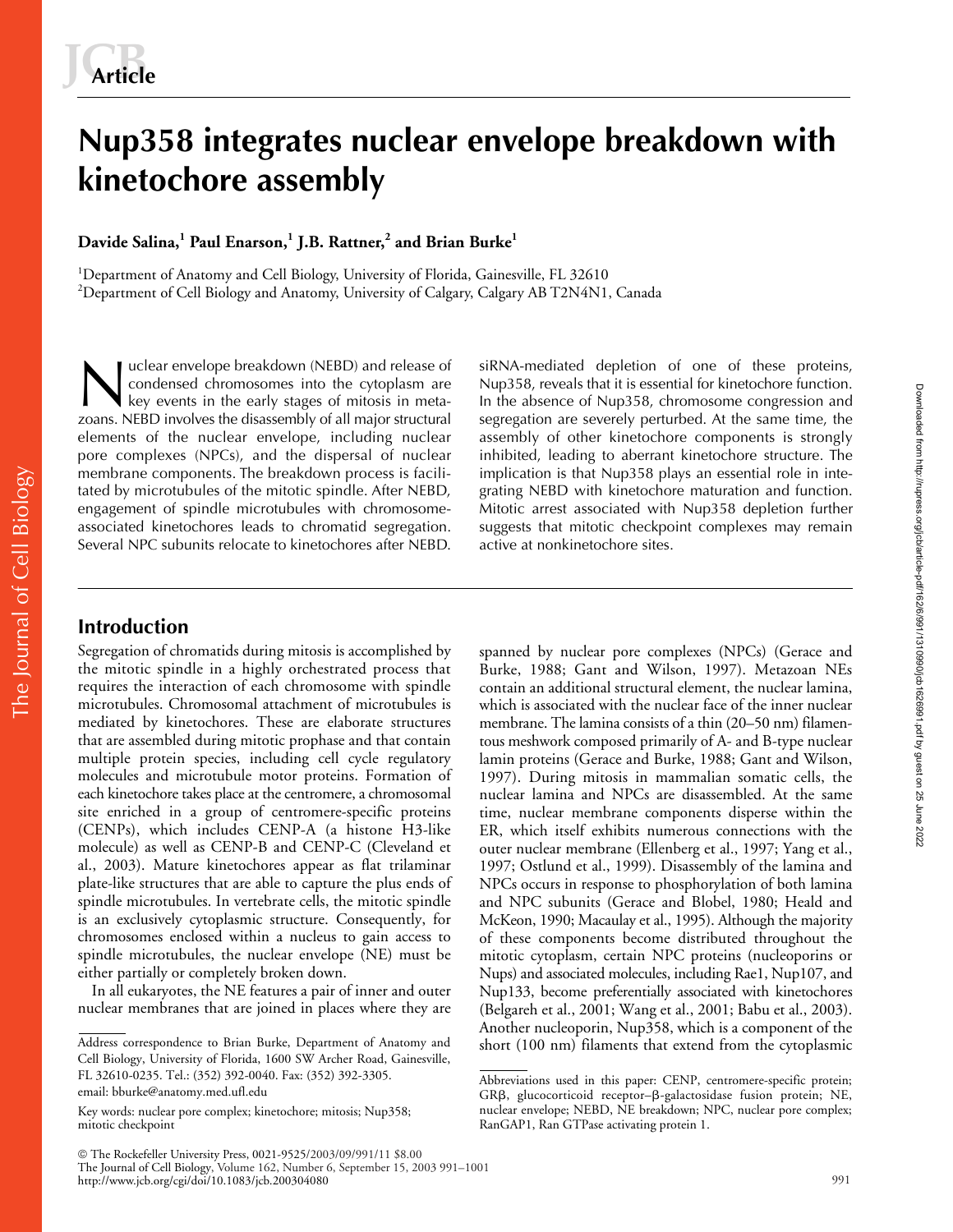# Nup358 integrates nuclear envelope breakdown with kinetochore assembly

**Davide Salina,[1] Paul Enarson,[1] J.B. Rattner,[2] and Brian Burke[1]**

[1]Department of Anatomy and Cell Biology, University of Florida, Gainesville, FL 32610
[2]Department of Cell Biology and Anatomy, University of Calgary, Calgary AB T2N4N1, Canada

Nuclear envelope breakdown (NEBD) and release of condensed chromosomes into the cytoplasm are key events in the early stages of mitosis in metazoans. NEBD involves the disassembly of all major structural elements of the nuclear envelope, including nuclear pore complexes (NPCs), and the dispersal of nuclear membrane components. The breakdown process is facilitated by microtubules of the mitotic spindle. After NEBD, engagement of spindle microtubules with chromosome-associated kinetochores leads to chromatid segregation. Several NPC subunits relocate to kinetochores after NEBD. siRNA-mediated depletion of one of these proteins, Nup358, reveals that it is essential for kinetochore function. In the absence of Nup358, chromosome congression and segregation are severely perturbed. At the same time, the assembly of other kinetochore components is strongly inhibited, leading to aberrant kinetochore structure. The implication is that Nup358 plays an essential role in integrating NEBD with kinetochore maturation and function. Mitotic arrest associated with Nup358 depletion further suggests that mitotic checkpoint complexes may remain active at nonkinetochore sites.

## Introduction

Segregation of chromatids during mitosis is accomplished by the mitotic spindle in a highly orchestrated process that requires the interaction of each chromosome with spindle microtubules. Chromosomal attachment of microtubules is mediated by kinetochores. These are elaborate structures that are assembled during mitotic prophase and that contain multiple protein species, including cell cycle regulatory molecules and microtubule motor proteins. Formation of each kinetochore takes place at the centromere, a chromosomal site enriched in a group of centromere-specific proteins (CENPs), which includes CENP-A (a histone H3-like molecule) as well as CENP-B and CENP-C (Cleveland et al., 2003). Mature kinetochores appear as flat trilaminar plate-like structures that are able to capture the plus ends of spindle microtubules. In vertebrate cells, the mitotic spindle is an exclusively cytoplasmic structure. Consequently, for chromosomes enclosed within a nucleus to gain access to spindle microtubules, the nuclear envelope (NE) must be either partially or completely broken down.

In all eukaryotes, the NE features a pair of inner and outer nuclear membranes that are joined in places where they are spanned by nuclear pore complexes (NPCs) (Gerace and Burke, 1988; Gant and Wilson, 1997). Metazoan NEs contain an additional structural element, the nuclear lamina, which is associated with the nuclear face of the inner nuclear membrane. The lamina consists of a thin (20–50 nm) filamentous meshwork composed primarily of A- and B-type nuclear lamin proteins (Gerace and Burke, 1988; Gant and Wilson, 1997). During mitosis in mammalian somatic cells, the nuclear lamina and NPCs are disassembled. At the same time, nuclear membrane components disperse within the ER, which itself exhibits numerous connections with the outer nuclear membrane (Ellenberg et al., 1997; Yang et al., 1997; Ostlund et al., 1999). Disassembly of the lamina and NPCs occurs in response to phosphorylation of both lamina and NPC subunits (Gerace and Blobel, 1980; Heald and McKeon, 1990; Macaulay et al., 1995). Although the majority of these components become distributed throughout the mitotic cytoplasm, certain NPC proteins (nucleoporins or Nups) and associated molecules, including Rae1, Nup107, and Nup133, become preferentially associated with kinetochores (Belgareh et al., 2001; Wang et al., 2001; Babu et al., 2003). Another nucleoporin, Nup358, which is a component of the short (100 nm) filaments that extend from the cytoplasmic

Address correspondence to Brian Burke, Department of Anatomy and Cell Biology, University of Florida, 1600 SW Archer Road, Gainesville, FL 32610-0235. Tel.: (352) 392-0040. Fax: (352) 392-3305. email: bburke@anatomy.med.ufl.edu

Key words: nuclear pore complex; kinetochore; mitosis; Nup358; mitotic checkpoint

Abbreviations used in this paper: CENP, centromere-specific protein; GRβ, glucocorticoid receptor–β-galactosidase fusion protein; NE, nuclear envelope; NEBD, NE breakdown; NPC, nuclear pore complex; RanGAP1, Ran GTPase activating protein 1.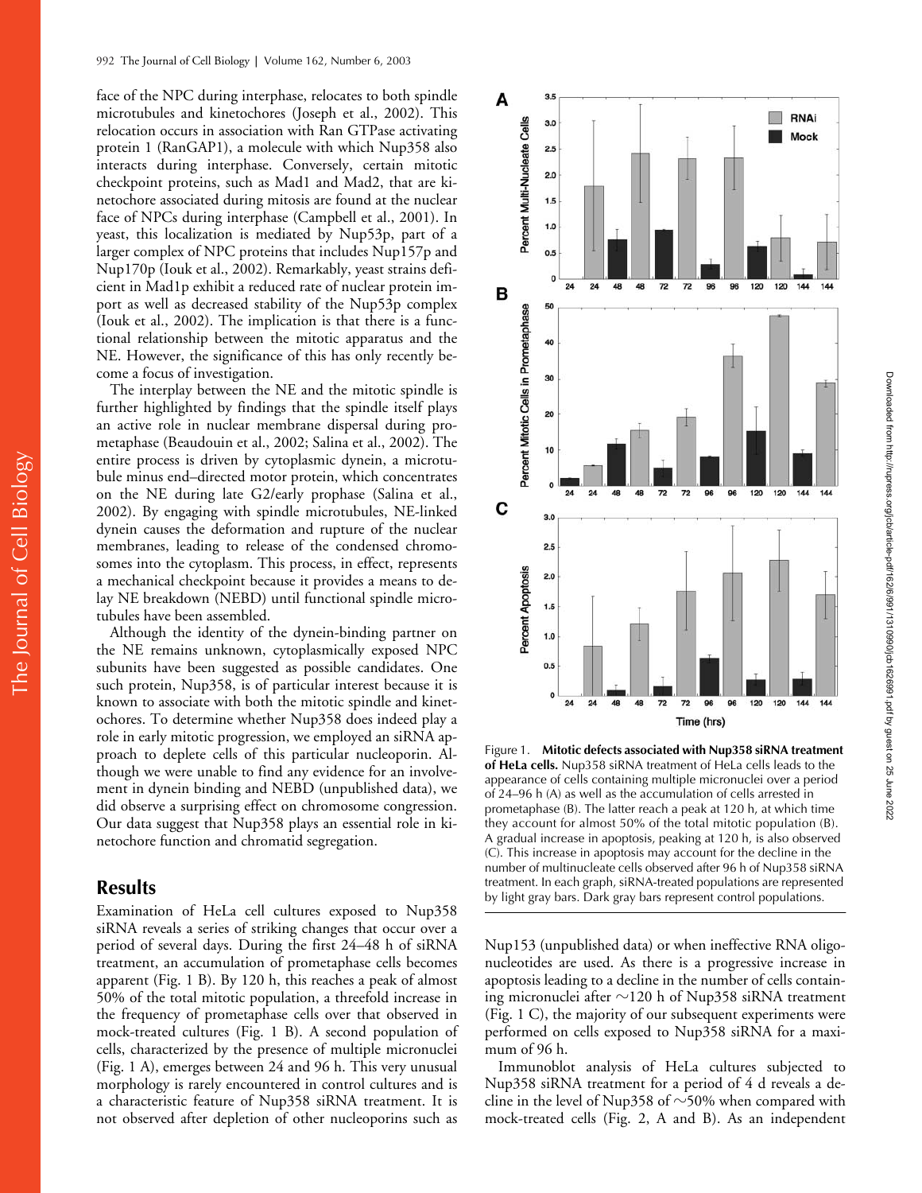face of the NPC during interphase, relocates to both spindle microtubules and kinetochores (Joseph et al., 2002). This relocation occurs in association with Ran GTPase activating protein 1 (RanGAP1), a molecule with which Nup358 also interacts during interphase. Conversely, certain mitotic checkpoint proteins, such as Mad1 and Mad2, that are kinetochore associated during mitosis are found at the nuclear face of NPCs during interphase (Campbell et al., 2001). In yeast, this localization is mediated by Nup53p, part of a larger complex of NPC proteins that includes Nup157p and Nup170p (Iouk et al., 2002). Remarkably, yeast strains deficient in Mad1p exhibit a reduced rate of nuclear protein import as well as decreased stability of the Nup53p complex (Iouk et al., 2002). The implication is that there is a functional relationship between the mitotic apparatus and the NE. However, the significance of this has only recently become a focus of investigation.

The interplay between the NE and the mitotic spindle is further highlighted by findings that the spindle itself plays an active role in nuclear membrane dispersal during prometaphase (Beaudouin et al., 2002; Salina et al., 2002). The entire process is driven by cytoplasmic dynein, a microtubule minus end–directed motor protein, which concentrates on the NE during late G2/early prophase (Salina et al., 2002). By engaging with spindle microtubules, NE-linked dynein causes the deformation and rupture of the nuclear membranes, leading to release of the condensed chromosomes into the cytoplasm. This process, in effect, represents a mechanical checkpoint because it provides a means to delay NE breakdown (NEBD) until functional spindle microtubules have been assembled.

Although the identity of the dynein-binding partner on the NE remains unknown, cytoplasmically exposed NPC subunits have been suggested as possible candidates. One such protein, Nup358, is of particular interest because it is known to associate with both the mitotic spindle and kinetochores. To determine whether Nup358 does indeed play a role in early mitotic progression, we employed an siRNA approach to deplete cells of this particular nucleoporin. Although we were unable to find any evidence for an involvement in dynein binding and NEBD (unpublished data), we did observe a surprising effect on chromosome congression. Our data suggest that Nup358 plays an essential role in kinetochore function and chromatid segregation.

## Results

Examination of HeLa cell cultures exposed to Nup358 siRNA reveals a series of striking changes that occur over a period of several days. During the first 24–48 h of siRNA treatment, an accumulation of prometaphase cells becomes apparent (Fig. 1 B). By 120 h, this reaches a peak of almost 50% of the total mitotic population, a threefold increase in the frequency of prometaphase cells over that observed in mock-treated cultures (Fig. 1 B). A second population of cells, characterized by the presence of multiple micronuclei (Fig. 1 A), emerges between 24 and 96 h. This very unusual morphology is rarely encountered in control cultures and is a characteristic feature of Nup358 siRNA treatment. It is not observed after depletion of other nucleoporins such as Nup153 (unpublished data) or when ineffective RNA oligonucleotides are used. As there is a progressive increase in apoptosis leading to a decline in the number of cells containing micronuclei after ~120 h of Nup358 siRNA treatment (Fig. 1 C), the majority of our subsequent experiments were performed on cells exposed to Nup358 siRNA for a maximum of 96 h.

Figure 1. **Mitotic defects associated with Nup358 siRNA treatment of HeLa cells.** Nup358 siRNA treatment of HeLa cells leads to the appearance of cells containing multiple micronuclei over a period of 24–96 h (A) as well as the accumulation of cells arrested in prometaphase (B). The latter reach a peak at 120 h, at which time they account for almost 50% of the total mitotic population (B). A gradual increase in apoptosis, peaking at 120 h, is also observed (C). This increase in apoptosis may account for the decline in the number of multinucleate cells observed after 96 h of Nup358 siRNA treatment. In each graph, siRNA-treated populations are represented by light gray bars. Dark gray bars represent control populations.

Immunoblot analysis of HeLa cultures subjected to Nup358 siRNA treatment for a period of 4 d reveals a decline in the level of Nup358 of ~50% when compared with mock-treated cells (Fig. 2, A and B). As an independent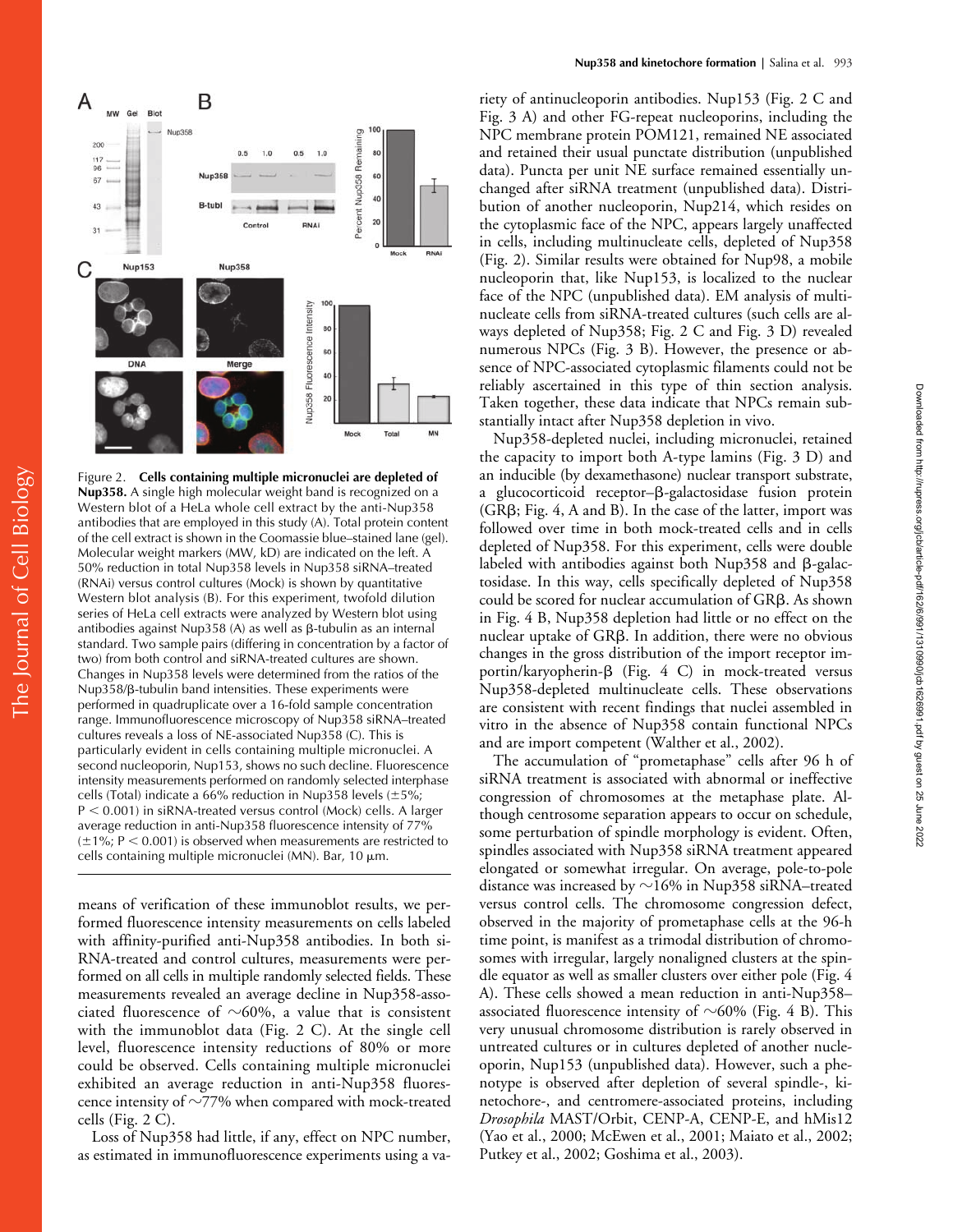Figure 2. **Cells containing multiple micronuclei are depleted of Nup358.** A single high molecular weight band is recognized on a Western blot of a HeLa whole cell extract by the anti-Nup358 antibodies that are employed in this study (A). Total protein content of the cell extract is shown in the Coomassie blue–stained lane (gel). Molecular weight markers (MW, kD) are indicated on the left. A 50% reduction in total Nup358 levels in Nup358 siRNA–treated (RNAi) versus control cultures (Mock) is shown by quantitative Western blot analysis (B). For this experiment, twofold dilution series of HeLa cell extracts were analyzed by Western blot using antibodies against Nup358 (A) as well as β-tubulin as an internal standard. Two sample pairs (differing in concentration by a factor of two) from both control and siRNA-treated cultures are shown. Changes in Nup358 levels were determined from the ratios of the Nup358/β-tubulin band intensities. These experiments were performed in quadruplicate over a 16-fold sample concentration range. Immunofluorescence microscopy of Nup358 siRNA–treated cultures reveals a loss of NE-associated Nup358 (C). This is particularly evident in cells containing multiple micronuclei. A second nucleoporin, Nup153, shows no such decline. Fluorescence intensity measurements performed on randomly selected interphase cells (Total) indicate a 66% reduction in Nup358 levels (±5%; $P < 0.001$) in siRNA-treated versus control (Mock) cells. A larger average reduction in anti-Nup358 fluorescence intensity of 77% (±1%; $P < 0.001$) is observed when measurements are restricted to cells containing multiple micronuclei (MN). Bar, 10 μm.

means of verification of these immunoblot results, we performed fluorescence intensity measurements on cells labeled with affinity-purified anti-Nup358 antibodies. In both siRNA-treated and control cultures, measurements were performed on all cells in multiple randomly selected fields. These measurements revealed an average decline in Nup358-associated fluorescence of ~60%, a value that is consistent with the immunoblot data (Fig. 2 C). At the single cell level, fluorescence intensity reductions of 80% or more could be observed. Cells containing multiple micronuclei exhibited an average reduction in anti-Nup358 fluorescence intensity of ~77% when compared with mock-treated cells (Fig. 2 C).

Loss of Nup358 had little, if any, effect on NPC number, as estimated in immunofluorescence experiments using a variety of antinucleoporin antibodies. Nup153 (Fig. 2 C and Fig. 3 A) and other FG-repeat nucleoporins, including the NPC membrane protein POM121, remained NE associated and retained their usual punctate distribution (unpublished data). Puncta per unit NE surface remained essentially unchanged after siRNA treatment (unpublished data). Distribution of another nucleoporin, Nup214, which resides on the cytoplasmic face of the NPC, appears largely unaffected in cells, including multinucleate cells, depleted of Nup358 (Fig. 2). Similar results were obtained for Nup98, a mobile nucleoporin that, like Nup153, is localized to the nuclear face of the NPC (unpublished data). EM analysis of multinucleate cells from siRNA-treated cultures (such cells are always depleted of Nup358; Fig. 2 C and Fig. 3 D) revealed numerous NPCs (Fig. 3 B). However, the presence or absence of NPC-associated cytoplasmic filaments could not be reliably ascertained in this type of thin section analysis. Taken together, these data indicate that NPCs remain substantially intact after Nup358 depletion in vivo.

Nup358-depleted nuclei, including micronuclei, retained the capacity to import both A-type lamins (Fig. 3 D) and an inducible (by dexamethasone) nuclear transport substrate, a glucocorticoid receptor–β-galactosidase fusion protein (GRβ; Fig. 4, A and B). In the case of the latter, import was followed over time in both mock-treated cells and in cells depleted of Nup358. For this experiment, cells were double labeled with antibodies against both Nup358 and β-galactosidase. In this way, cells specifically depleted of Nup358 could be scored for nuclear accumulation of GRβ. As shown in Fig. 4 B, Nup358 depletion had little or no effect on the nuclear uptake of GRβ. In addition, there were no obvious changes in the gross distribution of the import receptor importin/karyopherin-β (Fig. 4 C) in mock-treated versus Nup358-depleted multinucleate cells. These observations are consistent with recent findings that nuclei assembled in vitro in the absence of Nup358 contain functional NPCs and are import competent (Walther et al., 2002).

The accumulation of "prometaphase" cells after 96 h of siRNA treatment is associated with abnormal or ineffective congression of chromosomes at the metaphase plate. Although centrosome separation appears to occur on schedule, some perturbation of spindle morphology is evident. Often, spindles associated with Nup358 siRNA treatment appeared elongated or somewhat irregular. On average, pole-to-pole distance was increased by ~16% in Nup358 siRNA–treated versus control cells. The chromosome congression defect, observed in the majority of prometaphase cells at the 96-h time point, is manifest as a trimodal distribution of chromosomes with irregular, largely nonaligned clusters at the spindle equator as well as smaller clusters over either pole (Fig. 4 A). These cells showed a mean reduction in anti-Nup358–associated fluorescence intensity of ~60% (Fig. 4 B). This very unusual chromosome distribution is rarely observed in untreated cultures or in cultures depleted of another nucleoporin, Nup153 (unpublished data). However, such a phenotype is observed after depletion of several spindle-, kinetochore-, and centromere-associated proteins, including *Drosophila* MAST/Orbit, CENP-A, CENP-E, and hMis12 (Yao et al., 2000; McEwen et al., 2001; Maiato et al., 2002; Putkey et al., 2002; Goshima et al., 2003).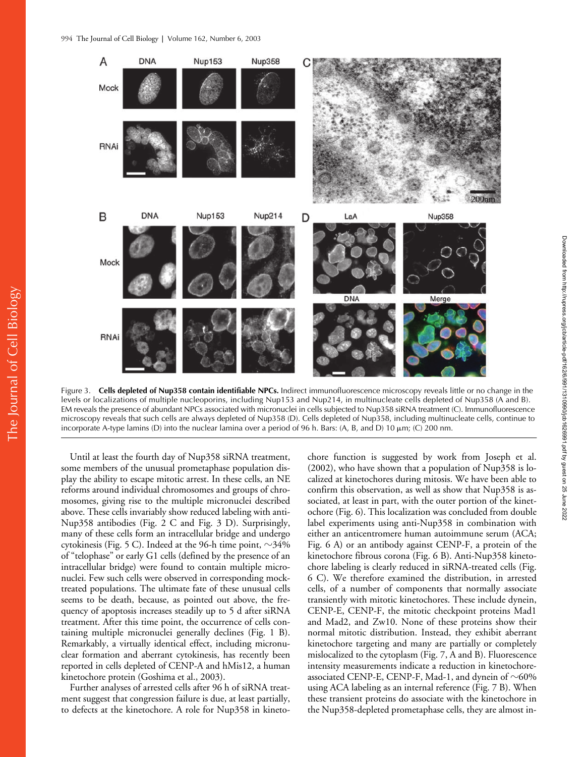Figure 3. **Cells depleted of Nup358 contain identifiable NPCs.** Indirect immunofluorescence microscopy reveals little or no change in the levels or localizations of multiple nucleoporins, including Nup153 and Nup214, in multinucleate cells depleted of Nup358 (A and B). EM reveals the presence of abundant NPCs associated with micronuclei in cells subjected to Nup358 siRNA treatment (C). Immunofluorescence microscopy reveals that such cells are always depleted of Nup358 (D). Cells depleted of Nup358, including multinucleate cells, continue to incorporate A-type lamins (D) into the nuclear lamina over a period of 96 h. Bars: (A, B, and D) 10 μm; (C) 200 nm.

Until at least the fourth day of Nup358 siRNA treatment, some members of the unusual prometaphase population display the ability to escape mitotic arrest. In these cells, an NE reforms around individual chromosomes and groups of chromosomes, giving rise to the multiple micronuclei described above. These cells invariably show reduced labeling with anti-Nup358 antibodies (Fig. 2 C and Fig. 3 D). Surprisingly, many of these cells form an intracellular bridge and undergo cytokinesis (Fig. 5 C). Indeed at the 96-h time point, ~34% of "telophase" or early G1 cells (defined by the presence of an intracellular bridge) were found to contain multiple micronuclei. Few such cells were observed in corresponding mock-treated populations. The ultimate fate of these unusual cells seems to be death, because, as pointed out above, the frequency of apoptosis increases steadily up to 5 d after siRNA treatment. After this time point, the occurrence of cells containing multiple micronuclei generally declines (Fig. 1 B). Remarkably, a virtually identical effect, including micronuclear formation and aberrant cytokinesis, has recently been reported in cells depleted of CENP-A and hMis12, a human kinetochore protein (Goshima et al., 2003).

Further analyses of arrested cells after 96 h of siRNA treatment suggest that congression failure is due, at least partially, to defects at the kinetochore. A role for Nup358 in kinetochore function is suggested by work from Joseph et al. (2002), who have shown that a population of Nup358 is localized at kinetochores during mitosis. We have been able to confirm this observation, as well as show that Nup358 is associated, at least in part, with the outer portion of the kinetochore (Fig. 6). This localization was concluded from double label experiments using anti-Nup358 in combination with either an anticentromere human autoimmune serum (ACA; Fig. 6 A) or an antibody against CENP-F, a protein of the kinetochore fibrous corona (Fig. 6 B). Anti-Nup358 kinetochore labeling is clearly reduced in siRNA-treated cells (Fig. 6 C). We therefore examined the distribution, in arrested cells, of a number of components that normally associate transiently with mitotic kinetochores. These include dynein, CENP-E, CENP-F, the mitotic checkpoint proteins Mad1 and Mad2, and Zw10. None of these proteins show their normal mitotic distribution. Instead, they exhibit aberrant kinetochore targeting and many are partially or completely mislocalized to the cytoplasm (Fig. 7, A and B). Fluorescence intensity measurements indicate a reduction in kinetochore-associated CENP-E, CENP-F, Mad-1, and dynein of ~60% using ACA labeling as an internal reference (Fig. 7 B). When these transient proteins do associate with the kinetochore in the Nup358-depleted prometaphase cells, they are almost in-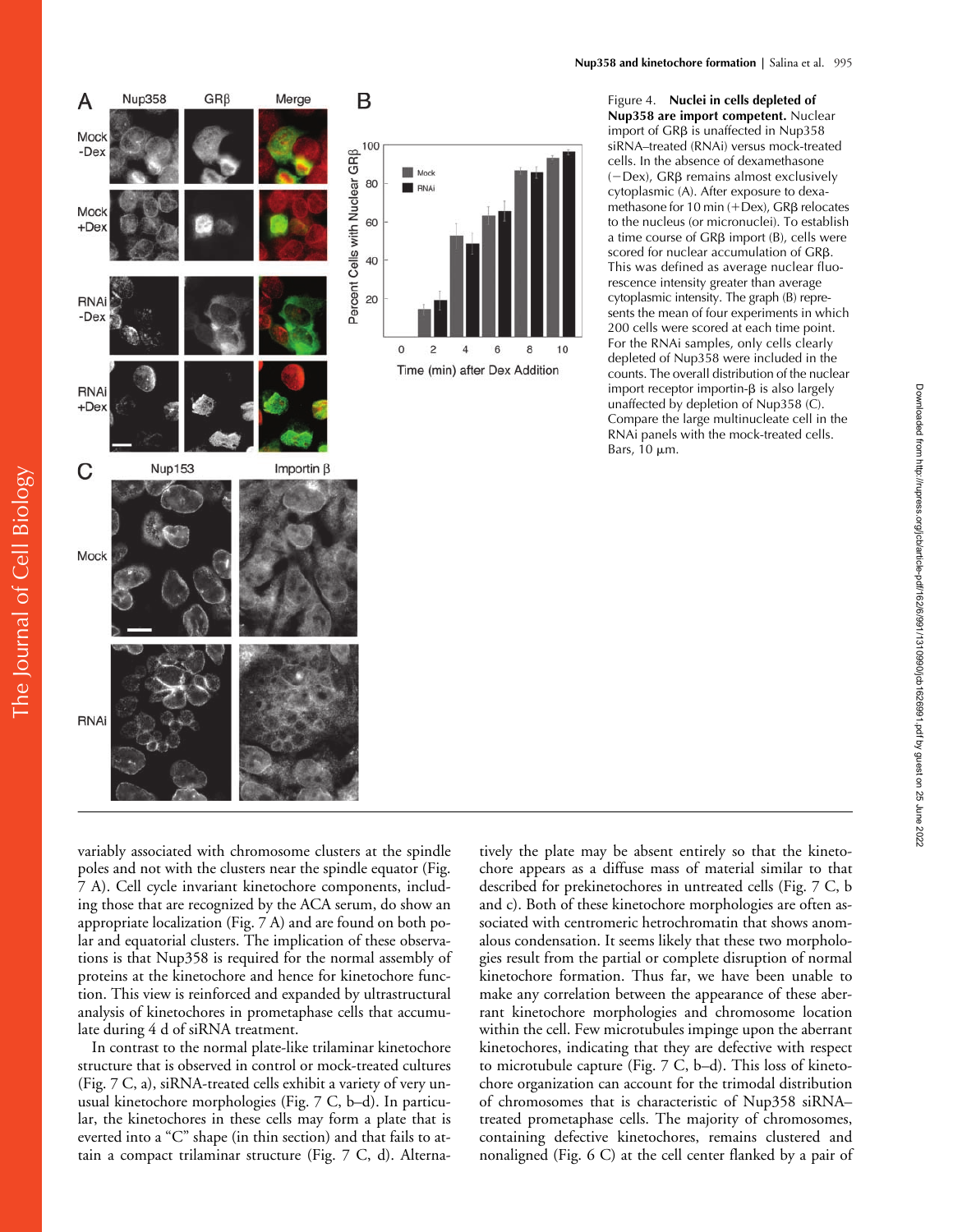Figure 4. **Nuclei in cells depleted of Nup358 are import competent.** Nuclear import of GRβ is unaffected in Nup358 siRNA–treated (RNAi) versus mock-treated cells. In the absence of dexamethasone (−Dex), GRβ remains almost exclusively cytoplasmic (A). After exposure to dexamethasone for 10 min (+Dex), GRβ relocates to the nucleus (or micronuclei). To establish a time course of GRβ import (B), cells were scored for nuclear accumulation of GRβ. This was defined as average nuclear fluorescence intensity greater than average cytoplasmic intensity. The graph (B) represents the mean of four experiments in which 200 cells were scored at each time point. For the RNAi samples, only cells clearly depleted of Nup358 were included in the counts. The overall distribution of the nuclear import receptor importin-β is also largely unaffected by depletion of Nup358 (C). Compare the large multinucleate cell in the RNAi panels with the mock-treated cells. Bars, 10 μm.

variably associated with chromosome clusters at the spindle poles and not with the clusters near the spindle equator (Fig. 7 A). Cell cycle invariant kinetochore components, including those that are recognized by the ACA serum, do show an appropriate localization (Fig. 7 A) and are found on both polar and equatorial clusters. The implication of these observations is that Nup358 is required for the normal assembly of proteins at the kinetochore and hence for kinetochore function. This view is reinforced and expanded by ultrastructural analysis of kinetochores in prometaphase cells that accumulate during 4 d of siRNA treatment.

In contrast to the normal plate-like trilaminar kinetochore structure that is observed in control or mock-treated cultures (Fig. 7 C, a), siRNA-treated cells exhibit a variety of very unusual kinetochore morphologies (Fig. 7 C, b–d). In particular, the kinetochores in these cells may form a plate that is everted into a "C" shape (in thin section) and that fails to attain a compact trilaminar structure (Fig. 7 C, d). Alternatively the plate may be absent entirely so that the kinetochore appears as a diffuse mass of material similar to that described for prekinetochores in untreated cells (Fig. 7 C, b and c). Both of these kinetochore morphologies are often associated with centromeric hetrochromatin that shows anomalous condensation. It seems likely that these two morphologies result from the partial or complete disruption of normal kinetochore formation. Thus far, we have been unable to make any correlation between the appearance of these aberrant kinetochore morphologies and chromosome location within the cell. Few microtubules impinge upon the aberrant kinetochores, indicating that they are defective with respect to microtubule capture (Fig. 7 C, b–d). This loss of kinetochore organization can account for the trimodal distribution of chromosomes that is characteristic of Nup358 siRNA–treated prometaphase cells. The majority of chromosomes, containing defective kinetochores, remains clustered and nonaligned (Fig. 6 C) at the cell center flanked by a pair of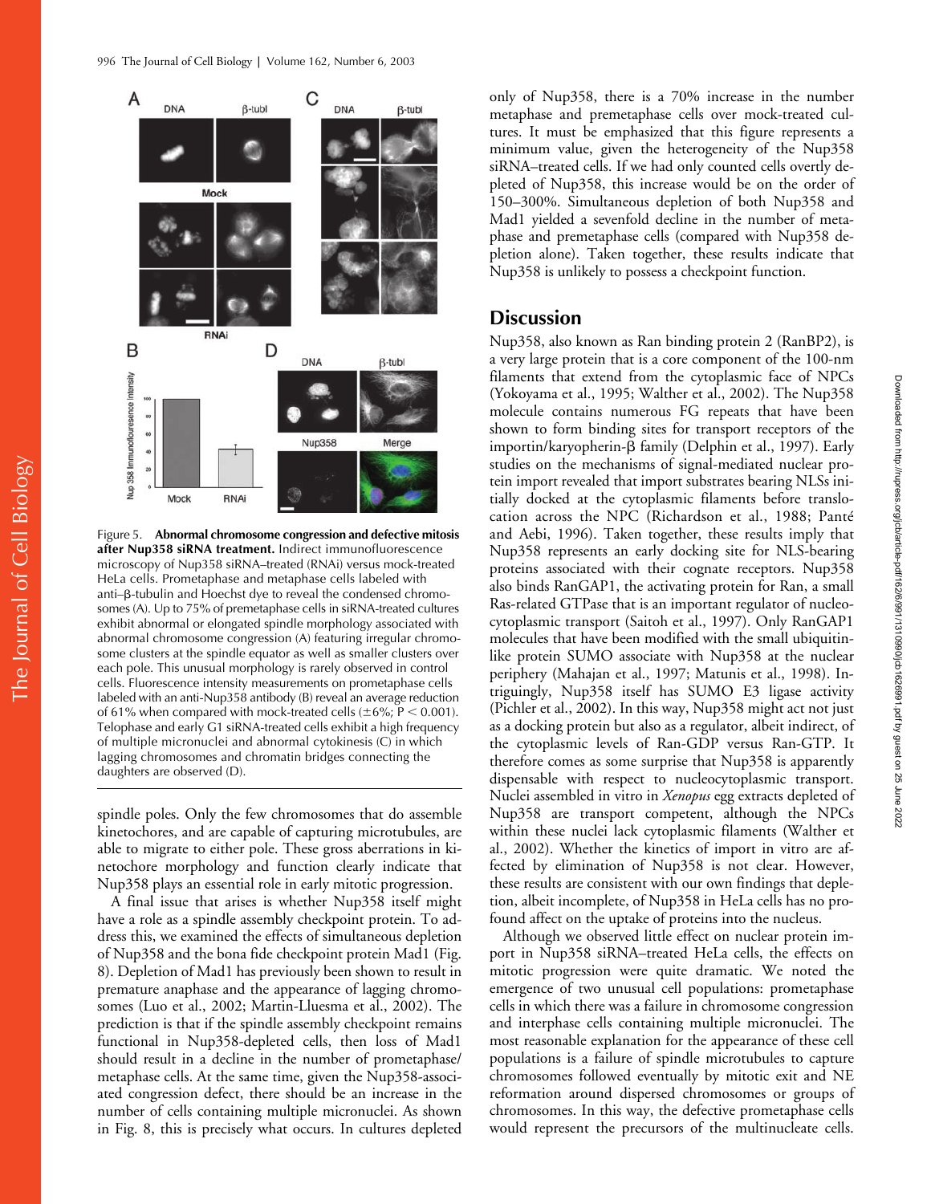Figure 5. **Abnormal chromosome congression and defective mitosis after Nup358 siRNA treatment.** Indirect immunofluorescence microscopy of Nup358 siRNA–treated (RNAi) versus mock-treated HeLa cells. Prometaphase and metaphase cells labeled with anti–β-tubulin and Hoechst dye to reveal the condensed chromosomes (A). Up to 75% of premetaphase cells in siRNA-treated cultures exhibit abnormal or elongated spindle morphology associated with abnormal chromosome congression (A) featuring irregular chromosome clusters at the spindle equator as well as smaller clusters over each pole. This unusual morphology is rarely observed in control cells. Fluorescence intensity measurements on prometaphase cells labeled with an anti-Nup358 antibody (B) reveal an average reduction of 61% when compared with mock-treated cells (±6%; $P < 0.001$). Telophase and early G1 siRNA-treated cells exhibit a high frequency of multiple micronuclei and abnormal cytokinesis (C) in which lagging chromosomes and chromatin bridges connecting the daughters are observed (D).

spindle poles. Only the few chromosomes that do assemble kinetochores, and are capable of capturing microtubules, are able to migrate to either pole. These gross aberrations in kinetochore morphology and function clearly indicate that Nup358 plays an essential role in early mitotic progression.

A final issue that arises is whether Nup358 itself might have a role as a spindle assembly checkpoint protein. To address this, we examined the effects of simultaneous depletion of Nup358 and the bona fide checkpoint protein Mad1 (Fig. 8). Depletion of Mad1 has previously been shown to result in premature anaphase and the appearance of lagging chromosomes (Luo et al., 2002; Martin-Lluesma et al., 2002). The prediction is that if the spindle assembly checkpoint remains functional in Nup358-depleted cells, then loss of Mad1 should result in a decline in the number of prometaphase/metaphase cells. At the same time, given the Nup358-associated congression defect, there should be an increase in the number of cells containing multiple micronuclei. As shown in Fig. 8, this is precisely what occurs. In cultures depleted only of Nup358, there is a 70% increase in the number metaphase and premetaphase cells over mock-treated cultures. It must be emphasized that this figure represents a minimum value, given the heterogeneity of the Nup358 siRNA–treated cells. If we had only counted cells overtly depleted of Nup358, this increase would be on the order of 150–300%. Simultaneous depletion of both Nup358 and Mad1 yielded a sevenfold decline in the number of metaphase and premetaphase cells (compared with Nup358 depletion alone). Taken together, these results indicate that Nup358 is unlikely to possess a checkpoint function.

## Discussion

Nup358, also known as Ran binding protein 2 (RanBP2), is a very large protein that is a core component of the 100-nm filaments that extend from the cytoplasmic face of NPCs (Yokoyama et al., 1995; Walther et al., 2002). The Nup358 molecule contains numerous FG repeats that have been shown to form binding sites for transport receptors of the importin/karyopherin-β family (Delphin et al., 1997). Early studies on the mechanisms of signal-mediated nuclear protein import revealed that import substrates bearing NLSs initially docked at the cytoplasmic filaments before translocation across the NPC (Richardson et al., 1988; Panté and Aebi, 1996). Taken together, these results imply that Nup358 represents an early docking site for NLS-bearing proteins associated with their cognate receptors. Nup358 also binds RanGAP1, the activating protein for Ran, a small Ras-related GTPase that is an important regulator of nucleocytoplasmic transport (Saitoh et al., 1997). Only RanGAP1 molecules that have been modified with the small ubiquitin-like protein SUMO associate with Nup358 at the nuclear periphery (Mahajan et al., 1997; Matunis et al., 1998). Intriguingly, Nup358 itself has SUMO E3 ligase activity (Pichler et al., 2002). In this way, Nup358 might act not just as a docking protein but also as a regulator, albeit indirect, of the cytoplasmic levels of Ran-GDP versus Ran-GTP. It therefore comes as some surprise that Nup358 is apparently dispensable with respect to nucleocytoplasmic transport. Nuclei assembled in vitro in *Xenopus* egg extracts depleted of Nup358 are transport competent, although the NPCs within these nuclei lack cytoplasmic filaments (Walther et al., 2002). Whether the kinetics of import in vitro are affected by elimination of Nup358 is not clear. However, these results are consistent with our own findings that depletion, albeit incomplete, of Nup358 in HeLa cells has no profound affect on the uptake of proteins into the nucleus.

Although we observed little effect on nuclear protein import in Nup358 siRNA–treated HeLa cells, the effects on mitotic progression were quite dramatic. We noted the emergence of two unusual cell populations: prometaphase cells in which there was a failure in chromosome congression and interphase cells containing multiple micronuclei. The most reasonable explanation for the appearance of these cell populations is a failure of spindle microtubules to capture chromosomes followed eventually by mitotic exit and NE reformation around dispersed chromosomes or groups of chromosomes. In this way, the defective prometaphase cells would represent the precursors of the multinucleate cells.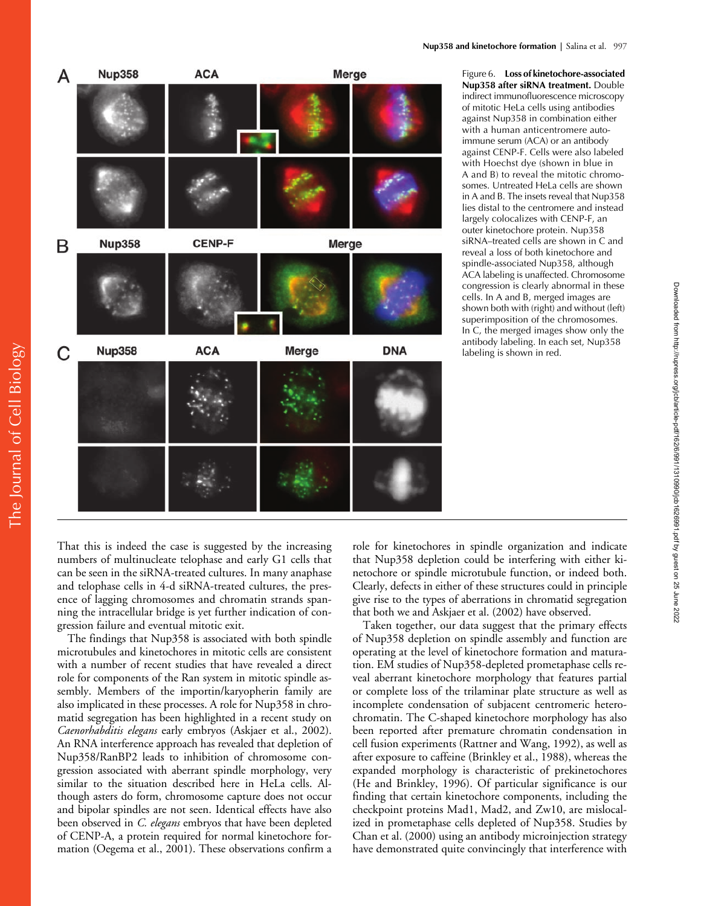Figure 6. **Loss of kinetochore-associated Nup358 after siRNA treatment.** Double indirect immunofluorescence microscopy of mitotic HeLa cells using antibodies against Nup358 in combination either with a human anticentromere autoimmune serum (ACA) or an antibody against CENP-F. Cells were also labeled with Hoechst dye (shown in blue in A and B) to reveal the mitotic chromosomes. Untreated HeLa cells are shown in A and B. The insets reveal that Nup358 lies distal to the centromere and instead largely colocalizes with CENP-F, an outer kinetochore protein. Nup358 siRNA–treated cells are shown in C and reveal a loss of both kinetochore and spindle-associated Nup358, although ACA labeling is unaffected. Chromosome congression is clearly abnormal in these cells. In A and B, merged images are shown both with (right) and without (left) superimposition of the chromosomes. In C, the merged images show only the antibody labeling. In each set, Nup358 labeling is shown in red.

That this is indeed the case is suggested by the increasing numbers of multinucleate telophase and early G1 cells that can be seen in the siRNA-treated cultures. In many anaphase and telophase cells in 4-d siRNA-treated cultures, the presence of lagging chromosomes and chromatin strands spanning the intracellular bridge is yet further indication of congression failure and eventual mitotic exit.

The findings that Nup358 is associated with both spindle microtubules and kinetochores in mitotic cells are consistent with a number of recent studies that have revealed a direct role for components of the Ran system in mitotic spindle assembly. Members of the importin/karyopherin family are also implicated in these processes. A role for Nup358 in chromatid segregation has been highlighted in a recent study on *Caenorhabditis elegans* early embryos (Askjaer et al., 2002). An RNA interference approach has revealed that depletion of Nup358/RanBP2 leads to inhibition of chromosome congression associated with aberrant spindle morphology, very similar to the situation described here in HeLa cells. Although asters do form, chromosome capture does not occur and bipolar spindles are not seen. Identical effects have also been observed in *C. elegans* embryos that have been depleted of CENP-A, a protein required for normal kinetochore formation (Oegema et al., 2001). These observations confirm a role for kinetochores in spindle organization and indicate that Nup358 depletion could be interfering with either kinetochore or spindle microtubule function, or indeed both. Clearly, defects in either of these structures could in principle give rise to the types of aberrations in chromatid segregation that both we and Askjaer et al. (2002) have observed.

Taken together, our data suggest that the primary effects of Nup358 depletion on spindle assembly and function are operating at the level of kinetochore formation and maturation. EM studies of Nup358-depleted prometaphase cells reveal aberrant kinetochore morphology that features partial or complete loss of the trilaminar plate structure as well as incomplete condensation of subjacent centromeric heterochromatin. The C-shaped kinetochore morphology has also been reported after premature chromatin condensation in cell fusion experiments (Rattner and Wang, 1992), as well as after exposure to caffeine (Brinkley et al., 1988), whereas the expanded morphology is characteristic of prekinetochores (He and Brinkley, 1996). Of particular significance is our finding that certain kinetochore components, including the checkpoint proteins Mad1, Mad2, and Zw10, are mislocalized in prometaphase cells depleted of Nup358. Studies by Chan et al. (2000) using an antibody microinjection strategy have demonstrated quite convincingly that interference with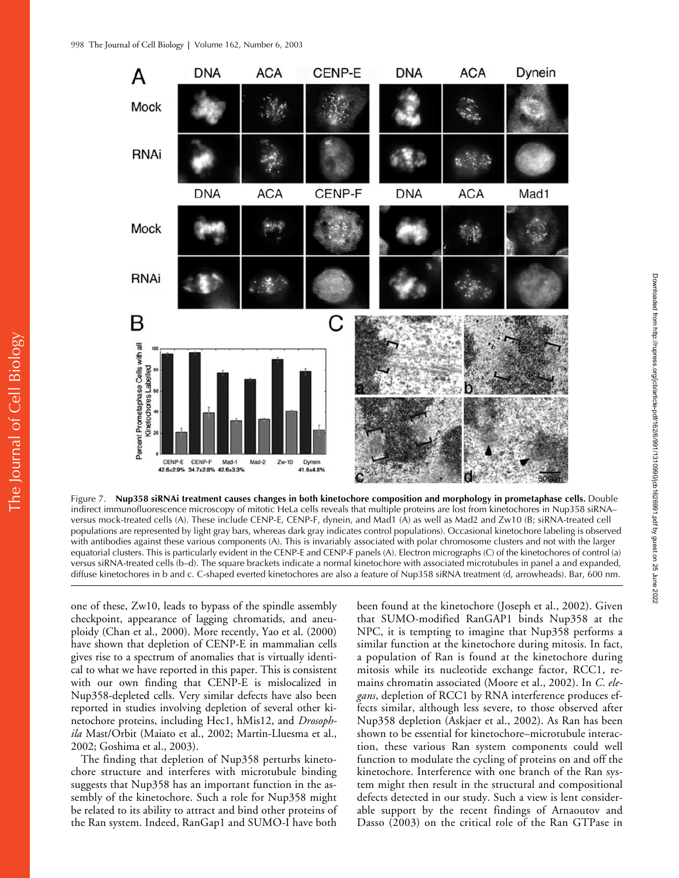Figure 7. **Nup358 siRNAi treatment causes changes in both kinetochore composition and morphology in prometaphase cells.** Double indirect immunofluorescence microscopy of mitotic HeLa cells reveals that multiple proteins are lost from kinetochores in Nup358 siRNA– versus mock-treated cells (A). These include CENP-E, CENP-F, dynein, and Mad1 (A) as well as Mad2 and Zw10 (B; siRNA-treated cell populations are represented by light gray bars, whereas dark gray indicates control populations). Occasional kinetochore labeling is observed with antibodies against these various components (A). This is invariably associated with polar chromosome clusters and not with the larger equatorial clusters. This is particularly evident in the CENP-E and CENP-F panels (A). Electron micrographs (C) of the kinetochores of control (a) versus siRNA-treated cells (b–d). The square brackets indicate a normal kinetochore with associated microtubules in panel a and expanded, diffuse kinetochores in b and c. C-shaped everted kinetochores are also a feature of Nup358 siRNA treatment (d, arrowheads). Bar, 600 nm.

one of these, Zw10, leads to bypass of the spindle assembly checkpoint, appearance of lagging chromatids, and aneuploidy (Chan et al., 2000). More recently, Yao et al. (2000) have shown that depletion of CENP-E in mammalian cells gives rise to a spectrum of anomalies that is virtually identical to what we have reported in this paper. This is consistent with our own finding that CENP-E is mislocalized in Nup358-depleted cells. Very similar defects have also been reported in studies involving depletion of several other kinetochore proteins, including Hec1, hMis12, and *Drosophila* Mast/Orbit (Maiato et al., 2002; Martin-Lluesma et al., 2002; Goshima et al., 2003).

The finding that depletion of Nup358 perturbs kinetochore structure and interferes with microtubule binding suggests that Nup358 has an important function in the assembly of the kinetochore. Such a role for Nup358 might be related to its ability to attract and bind other proteins of the Ran system. Indeed, RanGap1 and SUMO-I have both been found at the kinetochore (Joseph et al., 2002). Given that SUMO-modified RanGAP1 binds Nup358 at the NPC, it is tempting to imagine that Nup358 performs a similar function at the kinetochore during mitosis. In fact, a population of Ran is found at the kinetochore during mitosis while its nucleotide exchange factor, RCC1, remains chromatin associated (Moore et al., 2002). In *C. elegans*, depletion of RCC1 by RNA interference produces effects similar, although less severe, to those observed after Nup358 depletion (Askjaer et al., 2002). As Ran has been shown to be essential for kinetochore–microtubule interaction, these various Ran system components could well function to modulate the cycling of proteins on and off the kinetochore. Interference with one branch of the Ran system might then result in the structural and compositional defects detected in our study. Such a view is lent considerable support by the recent findings of Arnaoutov and Dasso (2003) on the critical role of the Ran GTPase in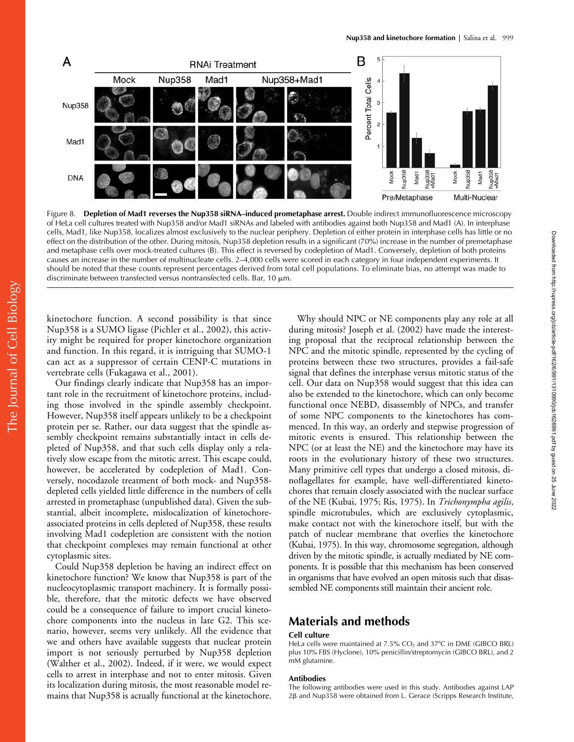Figure 8. **Depletion of Mad1 reverses the Nup358 siRNA–induced prometaphase arrest.** Double indirect immunofluorescence microscopy of HeLa cell cultures treated with Nup358 and/or Mad1 siRNAs and labeled with antibodies against both Nup358 and Mad1 (A). In interphase cells, Mad1, like Nup358, localizes almost exclusively to the nuclear periphery. Depletion of either protein in interphase cells has little or no effect on the distribution of the other. During mitosis, Nup358 depletion results in a significant (70%) increase in the number of premetaphase and metaphase cells over mock-treated cultures (B). This effect is reversed by codepletion of Mad1. Conversely, depletion of both proteins causes an increase in the number of multinucleate cells. 2–4,000 cells were scored in each category in four independent experiments. It should be noted that these counts represent percentages derived from total cell populations. To eliminate bias, no attempt was made to discriminate between transfected versus nontransfected cells. Bar, 10 μm.

kinetochore function. A second possibility is that since Nup358 is a SUMO ligase (Pichler et al., 2002), this activity might be required for proper kinetochore organization and function. In this regard, it is intriguing that SUMO-1 can act as a suppressor of certain CENP-C mutations in vertebrate cells (Fukagawa et al., 2001).

Our findings clearly indicate that Nup358 has an important role in the recruitment of kinetochore proteins, including those involved in the spindle assembly checkpoint. However, Nup358 itself appears unlikely to be a checkpoint protein per se. Rather, our data suggest that the spindle assembly checkpoint remains substantially intact in cells depleted of Nup358, and that such cells display only a relatively slow escape from the mitotic arrest. This escape could, however, be accelerated by codepletion of Mad1. Conversely, nocodazole treatment of both mock- and Nup358-depleted cells yielded little difference in the numbers of cells arrested in prometaphase (unpublished data). Given the substantial, albeit incomplete, mislocalization of kinetochore-associated proteins in cells depleted of Nup358, these results involving Mad1 codepletion are consistent with the notion that checkpoint complexes may remain functional at other cytoplasmic sites.

Could Nup358 depletion be having an indirect effect on kinetochore function? We know that Nup358 is part of the nucleocytoplasmic transport machinery. It is formally possible, therefore, that the mitotic defects we have observed could be a consequence of failure to import crucial kinetochore components into the nucleus in late G2. This scenario, however, seems very unlikely. All the evidence that we and others have available suggests that nuclear protein import is not seriously perturbed by Nup358 depletion (Walther et al., 2002). Indeed, if it were, we would expect cells to arrest in interphase and not to enter mitosis. Given its localization during mitosis, the most reasonable model remains that Nup358 is actually functional at the kinetochore.

Why should NPC or NE components play any role at all during mitosis? Joseph et al. (2002) have made the interesting proposal that the reciprocal relationship between the NPC and the mitotic spindle, represented by the cycling of proteins between these two structures, provides a fail-safe signal that defines the interphase versus mitotic status of the cell. Our data on Nup358 would suggest that this idea can also be extended to the kinetochore, which can only become functional once NEBD, disassembly of NPCs, and transfer of some NPC components to the kinetochores has commenced. In this way, an orderly and stepwise progression of mitotic events is ensured. This relationship between the NPC (or at least the NE) and the kinetochore may have its roots in the evolutionary history of these two structures. Many primitive cell types that undergo a closed mitosis, dinoflagellates for example, have well-differentiated kinetochores that remain closely associated with the nuclear surface of the NE (Kubai, 1975; Ris, 1975). In *Trichonympha agilis*, spindle microtubules, which are exclusively cytoplasmic, make contact not with the kinetochore itself, but with the patch of nuclear membrane that overlies the kinetochore (Kubai, 1975). In this way, chromosome segregation, although driven by the mitotic spindle, is actually mediated by NE components. It is possible that this mechanism has been conserved in organisms that have evolved an open mitosis such that disassembled NE components still maintain their ancient role.

## Materials and methods

### Cell culture

HeLa cells were maintained at 7.5% $CO_2$ and 37°C in DME (GIBCO BRL) plus 10% FBS (Hyclone), 10% penicillin/streptomycin (GIBCO BRL), and 2 mM glutamine.

### Antibodies

The following antibodies were used in this study. Antibodies against LAP 2β and Nup358 were obtained from L. Gerace (Scripps Research Institute,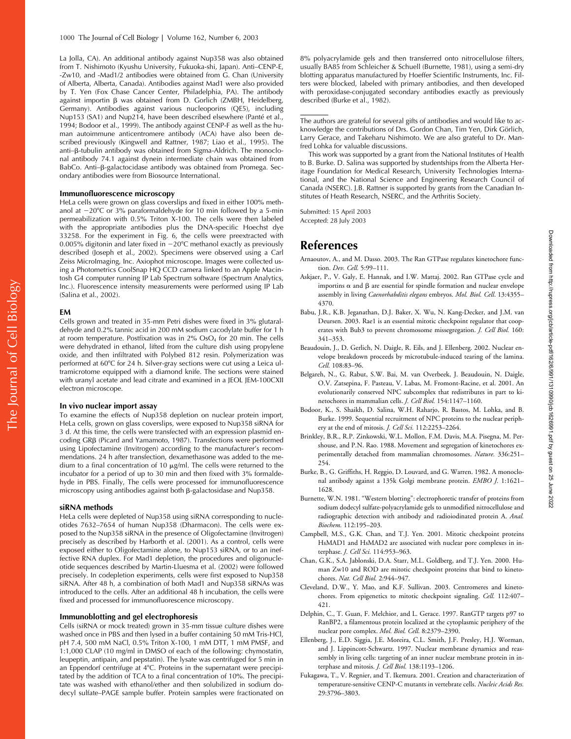La Jolla, CA). An additional antibody against Nup358 was also obtained from T. Nishimoto (Kyushu University, Fukuoka-shi, Japan). Anti–CENP-E, -Zw10, and -Mad1/2 antibodies were obtained from G. Chan (University of Alberta, Alberta, Canada). Antibodies against Mad1 were also provided by T. Yen (Fox Chase Cancer Center, Philadelphia, PA). The antibody against importin β was obtained from D. Gorlich (ZMBH, Heidelberg, Germany). Antibodies against various nucleoporins (QE5), including Nup153 (SA1) and Nup214, have been described elsewhere (Panté et al., 1994; Bodoor et al., 1999). The antibody against CENP-F as well as the human autoimmune anticentromere antibody (ACA) have also been described previously (Kingwell and Rattner, 1987; Liao et al., 1995). The anti–β-tubulin antibody was obtained from Sigma-Aldrich. The monoclonal antibody 74.1 against dynein intermediate chain was obtained from BabCo. Anti–β-galactocidase antibody was obtained from Promega. Secondary antibodies were from Biosource International.

### Immunofluorescence microscopy

HeLa cells were grown on glass coverslips and fixed in either 100% methanol at −20°C or 3% paraformaldehyde for 10 min followed by a 5-min permeabilization with 0.5% Triton X-100. The cells were then labeled with the appropriate antibodies plus the DNA-specific Hoechst dye 33258. For the experiment in Fig. 6, the cells were preextracted with 0.005% digitonin and later fixed in −20°C methanol exactly as previously described (Joseph et al., 2002). Specimens were observed using a Carl Zeiss MicroImaging, Inc. Axiophot microscope. Images were collected using a Photometrics CoolSnap HQ CCD camera linked to an Apple Macintosh G4 computer running IP Lab Spectrum software (Spectrum Analytics, Inc.). Fluorescence intensity measurements were performed using IP Lab (Salina et al., 2002).

### EM

Cells grown and treated in 35-mm Petri dishes were fixed in 3% glutaraldehyde and 0.2% tannic acid in 200 mM sodium cacodylate buffer for 1 h at room temperature. Postfixation was in 2% $OsO_4$ for 20 min. The cells were dehydrated in ethanol, lifted from the culture dish using propylene oxide, and then infiltrated with Polybed 812 resin. Polymerization was performed at 60°C for 24 h. Silver-gray sections were cut using a Leica ultramicrotome equipped with a diamond knife. The sections were stained with uranyl acetate and lead citrate and examined in a JEOL JEM-100CXII electron microscope.

### In vivo nuclear import assay

To examine the effects of Nup358 depletion on nuclear protein import, HeLa cells, grown on glass coverslips, were exposed to Nup358 siRNA for 3 d. At this time, the cells were transfected with an expression plasmid encoding GRβ (Picard and Yamamoto, 1987). Transfections were performed using Lipofectamine (Invitrogen) according to the manufacturer's recommendations. 24 h after transfection, dexamethasone was added to the medium to a final concentration of 10 μg/ml. The cells were returned to the incubator for a period of up to 30 min and then fixed with 3% formaldehyde in PBS. Finally, The cells were processed for immunofluorescence microscopy using antibodies against both β-galactosidase and Nup358.

### siRNA methods

HeLa cells were depleted of Nup358 using siRNA corresponding to nucleotides 7632–7654 of human Nup358 (Dharmacon). The cells were exposed to the Nup358 siRNA in the presence of Oligofectamine (Invitrogen) precisely as described by Harborth et al. (2001). As a control, cells were exposed either to Oligofectamine alone, to Nup153 siRNA, or to an ineffective RNA duplex. For Mad1 depletion, the procedures and oligonucleotide sequences described by Martin-Lluesma et al. (2002) were followed precisely. In codepletion experiments, cells were first exposed to Nup358 siRNA. After 48 h, a combination of both Mad1 and Nup358 siRNAs was introduced to the cells. After an additional 48 h incubation, the cells were fixed and processed for immunofluorescence microscopy.

### Immunoblotting and gel electrophoresis

Cells (siRNA or mock treated) grown in 35-mm tissue culture dishes were washed once in PBS and then lysed in a buffer containing 50 mM Tris-HCl, pH 7.4, 500 mM NaCl, 0.5% Triton X-100, 1 mM DTT, 1 mM PMSF, and 1:1,000 CLAP (10 mg/ml in DMSO of each of the following: chymostatin, leupeptin, antipain, and pepstatin). The lysate was centrifuged for 5 min in an Eppendorf centrifuge at 4°C. Proteins in the supernatant were precipitated by the addition of TCA to a final concentration of 10%. The precipitate was washed with ethanol/ether and then solubilized in sodium dodecyl sulfate–PAGE sample buffer. Protein samples were fractionated on 8% polyacrylamide gels and then transferred onto nitrocellulose filters, usually BA85 from Schleicher & Schuell (Burnette, 1981), using a semi-dry blotting apparatus manufactured by Hoeffer Scientific Instruments, Inc. Filters were blocked, labeled with primary antibodies, and then developed with peroxidase-conjugated secondary antibodies exactly as previously described (Burke et al., 1982).

---

The authors are grateful for several gifts of antibodies and would like to acknowledge the contributions of Drs. Gordon Chan, Tim Yen, Dirk Görlich, Larry Gerace, and Takeharu Nishimoto. We are also grateful to Dr. Manfred Lohka for valuable discussions.

This work was supported by a grant from the National Institutes of Health to B. Burke. D. Salina was supported by studentships from the Alberta Heritage Foundation for Medical Research, University Technologies International, and the National Science and Engineering Research Council of Canada (NSERC). J.B. Rattner is supported by grants from the Canadian Institutes of Heath Research, NSERC, and the Arthritis Society.

Submitted: 15 April 2003
Accepted: 28 July 2003

## References

Arnaoutov, A., and M. Dasso. 2003. The Ran GTPase regulates kinetochore function. *Dev. Cell.* 5:99–111.

Askjaer, P., V. Galy, E. Hannak, and I.W. Mattaj. 2002. Ran GTPase cycle and importins α and β are essential for spindle formation and nuclear envelope assembly in living *Caenorhabditis elegans* embryos. *Mol. Biol. Cell.* 13:4355–4370.

Babu, J.R., K.B. Jeganathan, D.J. Baker, X. Wu, N. Kang-Decker, and J.M. van Deursen. 2003. Rae1 is an essential mitotic checkpoint regulator that cooperates with Bub3 to prevent chromosome missegregation. *J. Cell Biol.* 160:341–353.

Beaudouin, J., D. Gerlich, N. Daigle, R. Eils, and J. Ellenberg. 2002. Nuclear envelope breakdown proceeds by microtubule-induced tearing of the lamina. *Cell.* 108:83–96.

Belgareh, N., G. Rabut, S.W. Bai, M. van Overbeek, J. Beaudouin, N. Daigle, O.V. Zatsepina, F. Pasteau, V. Labas, M. Fromont-Racine, et al. 2001. An evolutionarily conserved NPC subcomplex that redistributes in part to kinetochores in mammalian cells. *J. Cell Biol.* 154:1147–1160.

Bodoor, K., S. Shaikh, D. Salina, W.H. Raharjo, R. Bastos, M. Lohka, and B. Burke. 1999. Sequential recruitment of NPC proteins to the nuclear periphery at the end of mitosis. *J. Cell Sci.* 112:2253–2264.

Brinkley, B.R., R.P. Zinkowski, W.L. Mollon, F.M. Davis, M.A. Pisegna, M. Pershouse, and P.N. Rao. 1988. Movement and segregation of kinetochores experimentally detached from mammalian chromosomes. *Nature.* 336:251–254.

Burke, B., G. Griffiths, H. Reggio, D. Louvard, and G. Warren. 1982. A monoclonal antibody against a 135k Golgi membrane protein. *EMBO J.* 1:1621–1628.

Burnette, W.N. 1981. "Western blotting": electrophoretic transfer of proteins from sodium dodecyl sulfate-polyacrylamide gels to unmodified nitrocellulose and radiographic detection with antibody and radioiodinated protein A. *Anal. Biochem.* 112:195–203.

Campbell, M.S., G.K. Chan, and T.J. Yen. 2001. Mitotic checkpoint proteins HsMAD1 and HsMAD2 are associated with nuclear pore complexes in interphase. *J. Cell Sci.* 114:953–963.

Chan, G.K., S.A. Jablonski, D.A. Starr, M.L. Goldberg, and T.J. Yen. 2000. Human Zw10 and ROD are mitotic checkpoint proteins that bind to kinetochores. *Nat. Cell Biol.* 2:944–947.

Cleveland, D.W., Y. Mao, and K.F. Sullivan. 2003. Centromeres and kinetochores. From epigenetics to mitotic checkpoint signaling. *Cell.* 112:407–421.

Delphin, C., T. Guan, F. Melchior, and L. Gerace. 1997. RanGTP targets p97 to RanBP2, a filamentous protein localized at the cytoplasmic periphery of the nuclear pore complex. *Mol. Biol. Cell.* 8:2379–2390.

Ellenberg, J., E.D. Siggia, J.E. Moreira, C.L. Smith, J.F. Presley, H.J. Worman, and J. Lippincott-Schwartz. 1997. Nuclear membrane dynamics and reassembly in living cells: targeting of an inner nuclear membrane protein in interphase and mitosis. *J. Cell Biol.* 138:1193–1206.

Fukagawa, T., V. Regnier, and T. Ikemura. 2001. Creation and characterization of temperature-sensitive CENP-C mutants in vertebrate cells. *Nucleic Acids Res.* 29:3796–3803.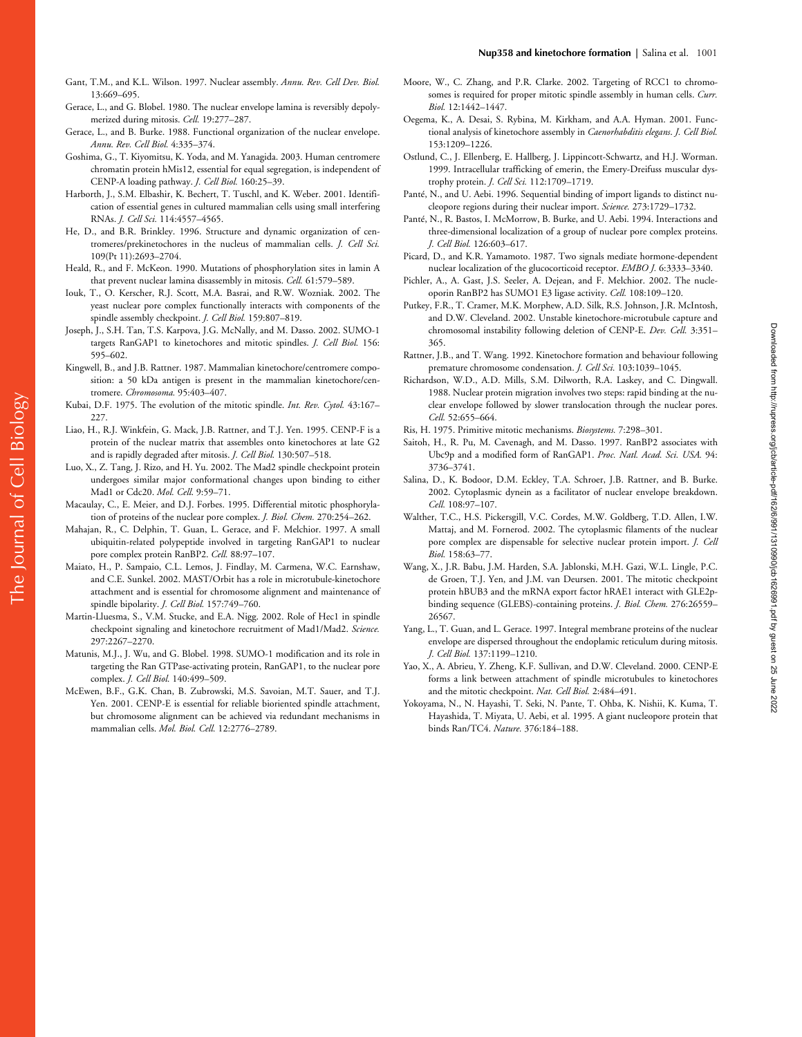Gant, T.M., and K.L. Wilson. 1997. Nuclear assembly. *Annu. Rev. Cell Dev. Biol.* 13:669–695.

Gerace, L., and G. Blobel. 1980. The nuclear envelope lamina is reversibly depolymerized during mitosis. *Cell.* 19:277–287.

Gerace, L., and B. Burke. 1988. Functional organization of the nuclear envelope. *Annu. Rev. Cell Biol.* 4:335–374.

Goshima, G., T. Kiyomitsu, K. Yoda, and M. Yanagida. 2003. Human centromere chromatin protein hMis12, essential for equal segregation, is independent of CENP-A loading pathway. *J. Cell Biol.* 160:25–39.

Harborth, J., S.M. Elbashir, K. Bechert, T. Tuschl, and K. Weber. 2001. Identification of essential genes in cultured mammalian cells using small interfering RNAs. *J. Cell Sci.* 114:4557–4565.

He, D., and B.R. Brinkley. 1996. Structure and dynamic organization of centromeres/prekinetochores in the nucleus of mammalian cells. *J. Cell Sci.* 109(Pt 11):2693–2704.

Heald, R., and F. McKeon. 1990. Mutations of phosphorylation sites in lamin A that prevent nuclear lamina disassembly in mitosis. *Cell.* 61:579–589.

Iouk, T., O. Kerscher, R.J. Scott, M.A. Basrai, and R.W. Wozniak. 2002. The yeast nuclear pore complex functionally interacts with components of the spindle assembly checkpoint. *J. Cell Biol.* 159:807–819.

Joseph, J., S.H. Tan, T.S. Karpova, J.G. McNally, and M. Dasso. 2002. SUMO-1 targets RanGAP1 to kinetochores and mitotic spindles. *J. Cell Biol.* 156: 595–602.

Kingwell, B., and J.B. Rattner. 1987. Mammalian kinetochore/centromere composition: a 50 kDa antigen is present in the mammalian kinetochore/centromere. *Chromosoma.* 95:403–407.

Kubai, D.F. 1975. The evolution of the mitotic spindle. *Int. Rev. Cytol.* 43:167–227.

Liao, H., R.J. Winkfein, G. Mack, J.B. Rattner, and T.J. Yen. 1995. CENP-F is a protein of the nuclear matrix that assembles onto kinetochores at late G2 and is rapidly degraded after mitosis. *J. Cell Biol.* 130:507–518.

Luo, X., Z. Tang, J. Rizo, and H. Yu. 2002. The Mad2 spindle checkpoint protein undergoes similar major conformational changes upon binding to either Mad1 or Cdc20. *Mol. Cell.* 9:59–71.

Macaulay, C., E. Meier, and D.J. Forbes. 1995. Differential mitotic phosphorylation of proteins of the nuclear pore complex. *J. Biol. Chem.* 270:254–262.

Mahajan, R., C. Delphin, T. Guan, L. Gerace, and F. Melchior. 1997. A small ubiquitin-related polypeptide involved in targeting RanGAP1 to nuclear pore complex protein RanBP2. *Cell.* 88:97–107.

Maiato, H., P. Sampaio, C.L. Lemos, J. Findlay, M. Carmena, W.C. Earnshaw, and C.E. Sunkel. 2002. MAST/Orbit has a role in microtubule-kinetochore attachment and is essential for chromosome alignment and maintenance of spindle bipolarity. *J. Cell Biol.* 157:749–760.

Martin-Lluesma, S., V.M. Stucke, and E.A. Nigg. 2002. Role of Hec1 in spindle checkpoint signaling and kinetochore recruitment of Mad1/Mad2. *Science.* 297:2267–2270.

Matunis, M.J., J. Wu, and G. Blobel. 1998. SUMO-1 modification and its role in targeting the Ran GTPase-activating protein, RanGAP1, to the nuclear pore complex. *J. Cell Biol.* 140:499–509.

McEwen, B.F., G.K. Chan, B. Zubrowski, M.S. Savoian, M.T. Sauer, and T.J. Yen. 2001. CENP-E is essential for reliable bioriented spindle attachment, but chromosome alignment can be achieved via redundant mechanisms in mammalian cells. *Mol. Biol. Cell.* 12:2776–2789.

Moore, W., C. Zhang, and P.R. Clarke. 2002. Targeting of RCC1 to chromosomes is required for proper mitotic spindle assembly in human cells. *Curr. Biol.* 12:1442–1447.

Oegema, K., A. Desai, S. Rybina, M. Kirkham, and A.A. Hyman. 2001. Functional analysis of kinetochore assembly in *Caenorhabditis elegans*. *J. Cell Biol.* 153:1209–1226.

Ostlund, C., J. Ellenberg, E. Hallberg, J. Lippincott-Schwartz, and H.J. Worman. 1999. Intracellular trafficking of emerin, the Emery-Dreifuss muscular dystrophy protein. *J. Cell Sci.* 112:1709–1719.

Panté, N., and U. Aebi. 1996. Sequential binding of import ligands to distinct nucleopore regions during their nuclear import. *Science.* 273:1729–1732.

Panté, N., R. Bastos, I. McMorrow, B. Burke, and U. Aebi. 1994. Interactions and three-dimensional localization of a group of nuclear pore complex proteins. *J. Cell Biol.* 126:603–617.

Picard, D., and K.R. Yamamoto. 1987. Two signals mediate hormone-dependent nuclear localization of the glucocorticoid receptor. *EMBO J.* 6:3333–3340.

Pichler, A., A. Gast, J.S. Seeler, A. Dejean, and F. Melchior. 2002. The nucleoporin RanBP2 has SUMO1 E3 ligase activity. *Cell.* 108:109–120.

Putkey, F.R., T. Cramer, M.K. Morphew, A.D. Silk, R.S. Johnson, J.R. McIntosh, and D.W. Cleveland. 2002. Unstable kinetochore-microtubule capture and chromosomal instability following deletion of CENP-E. *Dev. Cell.* 3:351–365.

Rattner, J.B., and T. Wang. 1992. Kinetochore formation and behaviour following premature chromosome condensation. *J. Cell Sci.* 103:1039–1045.

Richardson, W.D., A.D. Mills, S.M. Dilworth, R.A. Laskey, and C. Dingwall. 1988. Nuclear protein migration involves two steps: rapid binding at the nuclear envelope followed by slower translocation through the nuclear pores. *Cell.* 52:655–664.

Ris, H. 1975. Primitive mitotic mechanisms. *Biosystems.* 7:298–301.

Saitoh, H., R. Pu, M. Cavenagh, and M. Dasso. 1997. RanBP2 associates with Ubc9p and a modified form of RanGAP1. *Proc. Natl. Acad. Sci. USA.* 94: 3736–3741.

Salina, D., K. Bodoor, D.M. Eckley, T.A. Schroer, J.B. Rattner, and B. Burke. 2002. Cytoplasmic dynein as a facilitator of nuclear envelope breakdown. *Cell.* 108:97–107.

Walther, T.C., H.S. Pickersgill, V.C. Cordes, M.W. Goldberg, T.D. Allen, I.W. Mattaj, and M. Fornerod. 2002. The cytoplasmic filaments of the nuclear pore complex are dispensable for selective nuclear protein import. *J. Cell Biol.* 158:63–77.

Wang, X., J.R. Babu, J.M. Harden, S.A. Jablonski, M.H. Gazi, W.L. Lingle, P.C. de Groen, T.J. Yen, and J.M. van Deursen. 2001. The mitotic checkpoint protein hBUB3 and the mRNA export factor hRAE1 interact with GLE2p-binding sequence (GLEBS)-containing proteins. *J. Biol. Chem.* 276:26559–26567.

Yang, L., T. Guan, and L. Gerace. 1997. Integral membrane proteins of the nuclear envelope are dispersed throughout the endoplasmic reticulum during mitosis. *J. Cell Biol.* 137:1199–1210.

Yao, X., A. Abrieu, Y. Zheng, K.F. Sullivan, and D.W. Cleveland. 2000. CENP-E forms a link between attachment of spindle microtubules to kinetochores and the mitotic checkpoint. *Nat. Cell Biol.* 2:484–491.

Yokoyama, N., N. Hayashi, T. Seki, N. Pante, T. Ohba, K. Nishii, K. Kuma, T. Hayashida, T. Miyata, U. Aebi, et al. 1995. A giant nucleopore protein that binds Ran/TC4. *Nature.* 376:184–188.